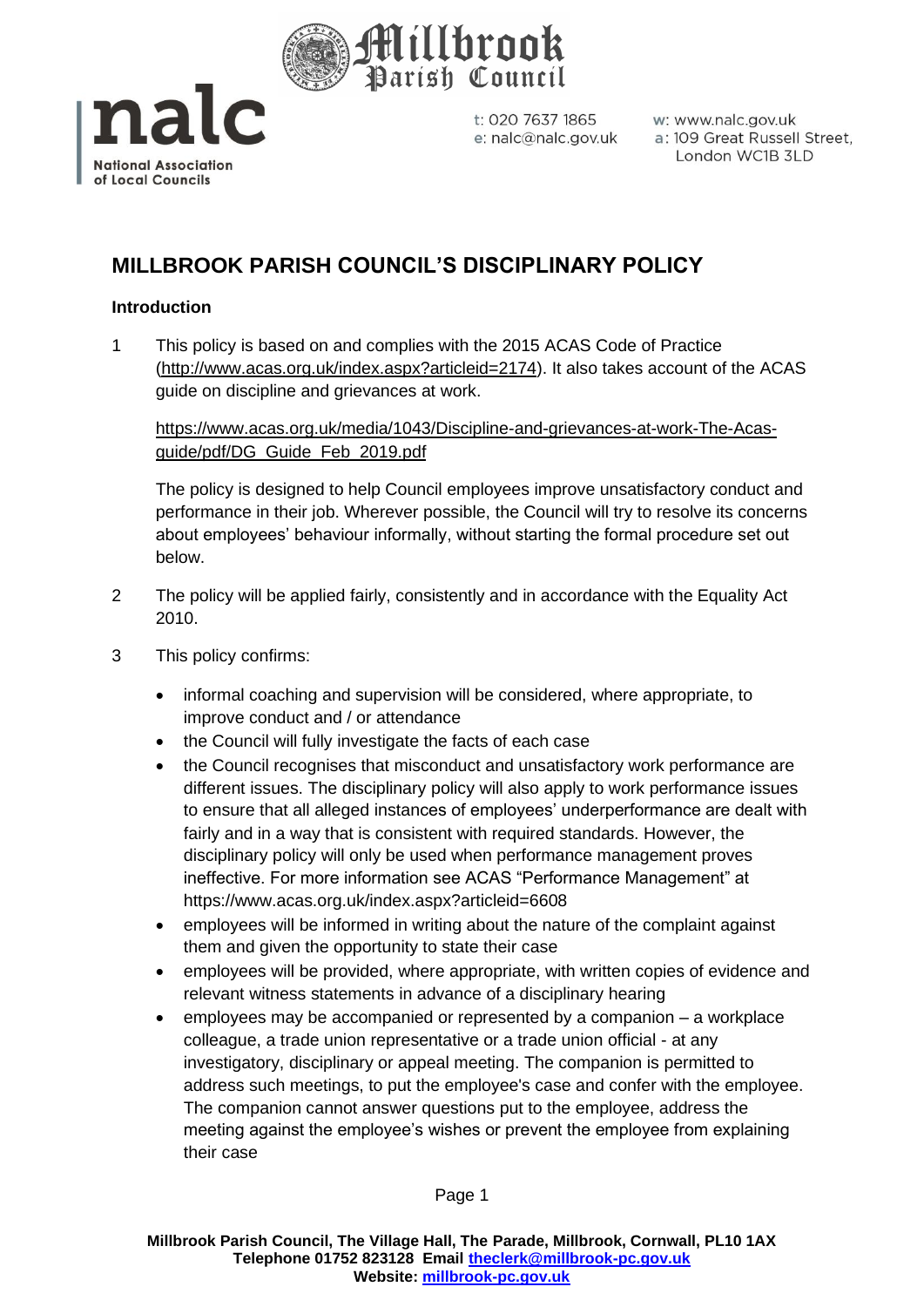# MILLBROOK PARISH COUNCIL'S DISCIPLINARY POLICY

## Introduction

1 This policy is based on and complies with the 2015 ACAS Code of Practice (http://www.acas.org.uk/index.aspx?articleid=2174). It also takes account of the ACAS guide on discipline and grievances at work.

https://www.acas.org.uk/media/1043/Discipline-and-grievances-at-work-The-Acas-guide/pdf/DG_Guide_Feb_2019.pdf

The policy is designed to help Council employees improve unsatisfactory conduct and performance in their job. Wherever possible, the Council will try to resolve its concerns about employees' behaviour informally, without starting the formal procedure set out below.

2 The policy will be applied fairly, consistently and in accordance with the Equality Act 2010.

3 This policy confirms:

- informal coaching and supervision will be considered, where appropriate, to improve conduct and / or attendance
- the Council will fully investigate the facts of each case
- the Council recognises that misconduct and unsatisfactory work performance are different issues. The disciplinary policy will also apply to work performance issues to ensure that all alleged instances of employees' underperformance are dealt with fairly and in a way that is consistent with required standards. However, the disciplinary policy will only be used when performance management proves ineffective. For more information see ACAS "Performance Management" at https://www.acas.org.uk/index.aspx?articleid=6608
- employees will be informed in writing about the nature of the complaint against them and given the opportunity to state their case
- employees will be provided, where appropriate, with written copies of evidence and relevant witness statements in advance of a disciplinary hearing
- employees may be accompanied or represented by a companion – a workplace colleague, a trade union representative or a trade union official - at any investigatory, disciplinary or appeal meeting. The companion is permitted to address such meetings, to put the employee's case and confer with the employee. The companion cannot answer questions put to the employee, address the meeting against the employee's wishes or prevent the employee from explaining their case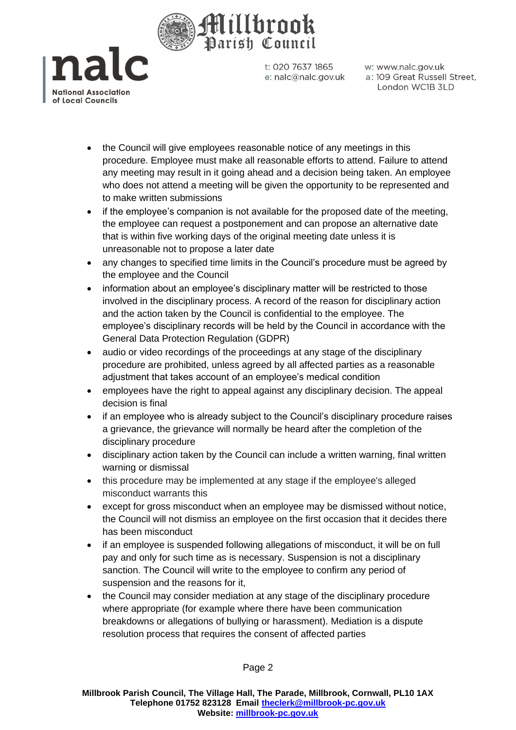- the Council will give employees reasonable notice of any meetings in this procedure. Employee must make all reasonable efforts to attend. Failure to attend any meeting may result in it going ahead and a decision being taken. An employee who does not attend a meeting will be given the opportunity to be represented and to make written submissions
- if the employee's companion is not available for the proposed date of the meeting, the employee can request a postponement and can propose an alternative date that is within five working days of the original meeting date unless it is unreasonable not to propose a later date
- any changes to specified time limits in the Council's procedure must be agreed by the employee and the Council
- information about an employee's disciplinary matter will be restricted to those involved in the disciplinary process. A record of the reason for disciplinary action and the action taken by the Council is confidential to the employee. The employee's disciplinary records will be held by the Council in accordance with the General Data Protection Regulation (GDPR)
- audio or video recordings of the proceedings at any stage of the disciplinary procedure are prohibited, unless agreed by all affected parties as a reasonable adjustment that takes account of an employee's medical condition
- employees have the right to appeal against any disciplinary decision. The appeal decision is final
- if an employee who is already subject to the Council's disciplinary procedure raises a grievance, the grievance will normally be heard after the completion of the disciplinary procedure
- disciplinary action taken by the Council can include a written warning, final written warning or dismissal
- this procedure may be implemented at any stage if the employee's alleged misconduct warrants this
- except for gross misconduct when an employee may be dismissed without notice, the Council will not dismiss an employee on the first occasion that it decides there has been misconduct
- if an employee is suspended following allegations of misconduct, it will be on full pay and only for such time as is necessary. Suspension is not a disciplinary sanction. The Council will write to the employee to confirm any period of suspension and the reasons for it,
- the Council may consider mediation at any stage of the disciplinary procedure where appropriate (for example where there have been communication breakdowns or allegations of bullying or harassment). Mediation is a dispute resolution process that requires the consent of affected parties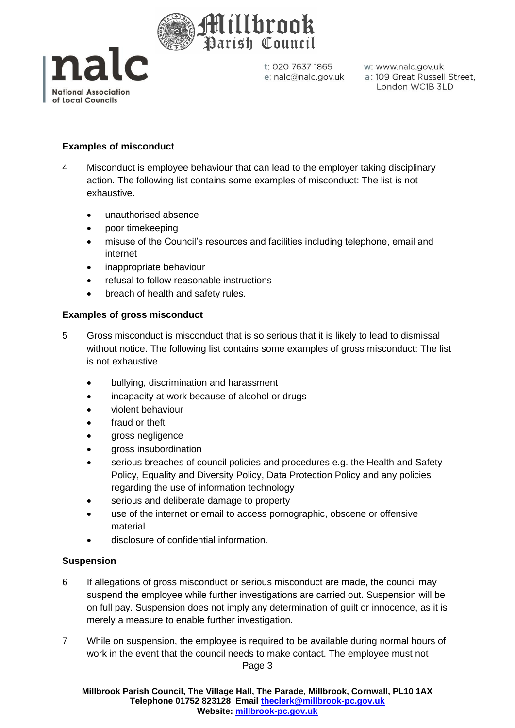### Examples of misconduct

4 Misconduct is employee behaviour that can lead to the employer taking disciplinary action. The following list contains some examples of misconduct: The list is not exhaustive.

- unauthorised absence
- poor timekeeping
- misuse of the Council's resources and facilities including telephone, email and internet
- inappropriate behaviour
- refusal to follow reasonable instructions
- breach of health and safety rules.

### Examples of gross misconduct

5 Gross misconduct is misconduct that is so serious that it is likely to lead to dismissal without notice. The following list contains some examples of gross misconduct: The list is not exhaustive

- bullying, discrimination and harassment
- incapacity at work because of alcohol or drugs
- violent behaviour
- fraud or theft
- gross negligence
- gross insubordination
- serious breaches of council policies and procedures e.g. the Health and Safety Policy, Equality and Diversity Policy, Data Protection Policy and any policies regarding the use of information technology
- serious and deliberate damage to property
- use of the internet or email to access pornographic, obscene or offensive material
- disclosure of confidential information.

### Suspension

6 If allegations of gross misconduct or serious misconduct are made, the council may suspend the employee while further investigations are carried out. Suspension will be on full pay. Suspension does not imply any determination of guilt or innocence, as it is merely a measure to enable further investigation.

7 While on suspension, the employee is required to be available during normal hours of work in the event that the council needs to make contact. The employee must not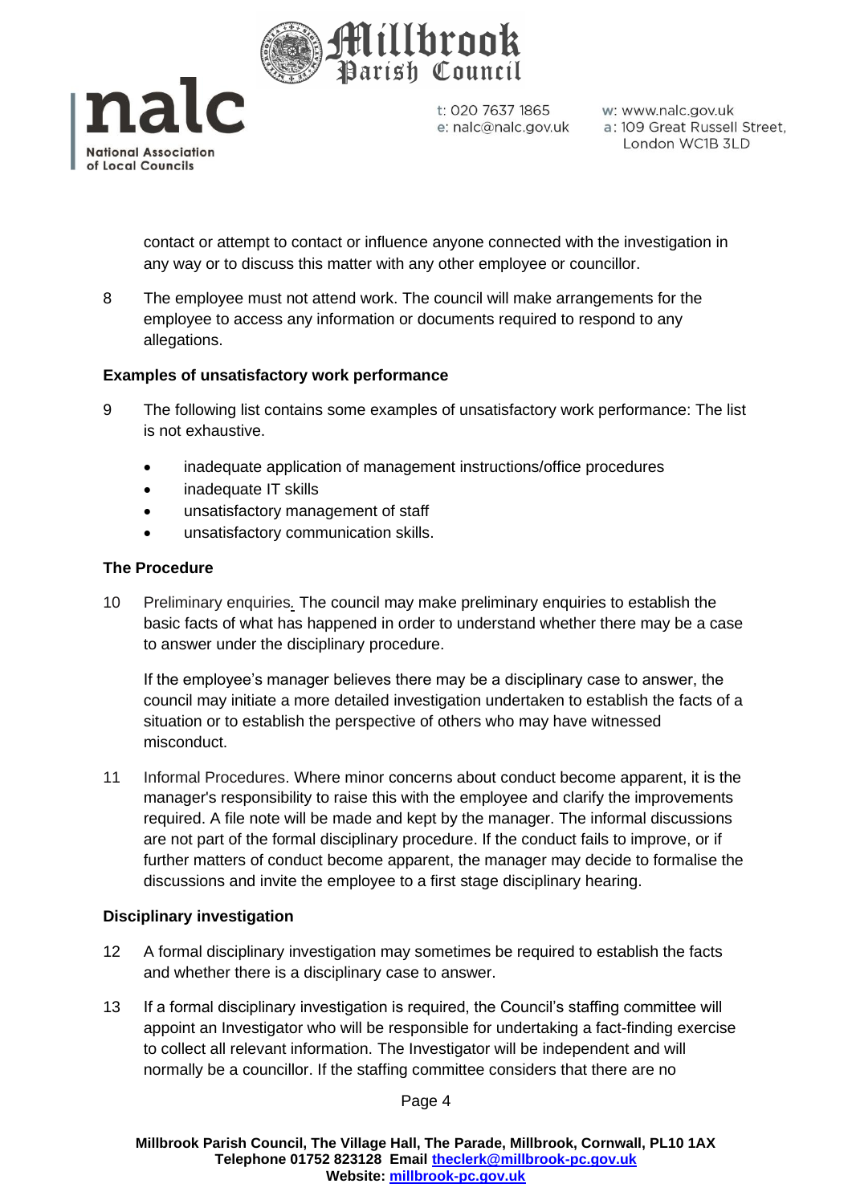contact or attempt to contact or influence anyone connected with the investigation in any way or to discuss this matter with any other employee or councillor.

8 The employee must not attend work. The council will make arrangements for the employee to access any information or documents required to respond to any allegations.

**Examples of unsatisfactory work performance**

9 The following list contains some examples of unsatisfactory work performance: The list is not exhaustive.

- inadequate application of management instructions/office procedures
- inadequate IT skills
- unsatisfactory management of staff
- unsatisfactory communication skills.

**The Procedure**

10 Preliminary enquiries. The council may make preliminary enquiries to establish the basic facts of what has happened in order to understand whether there may be a case to answer under the disciplinary procedure.

If the employee's manager believes there may be a disciplinary case to answer, the council may initiate a more detailed investigation undertaken to establish the facts of a situation or to establish the perspective of others who may have witnessed misconduct.

11 Informal Procedures. Where minor concerns about conduct become apparent, it is the manager's responsibility to raise this with the employee and clarify the improvements required. A file note will be made and kept by the manager. The informal discussions are not part of the formal disciplinary procedure. If the conduct fails to improve, or if further matters of conduct become apparent, the manager may decide to formalise the discussions and invite the employee to a first stage disciplinary hearing.

**Disciplinary investigation**

12 A formal disciplinary investigation may sometimes be required to establish the facts and whether there is a disciplinary case to answer.

13 If a formal disciplinary investigation is required, the Council's staffing committee will appoint an Investigator who will be responsible for undertaking a fact-finding exercise to collect all relevant information. The Investigator will be independent and will normally be a councillor. If the staffing committee considers that there are no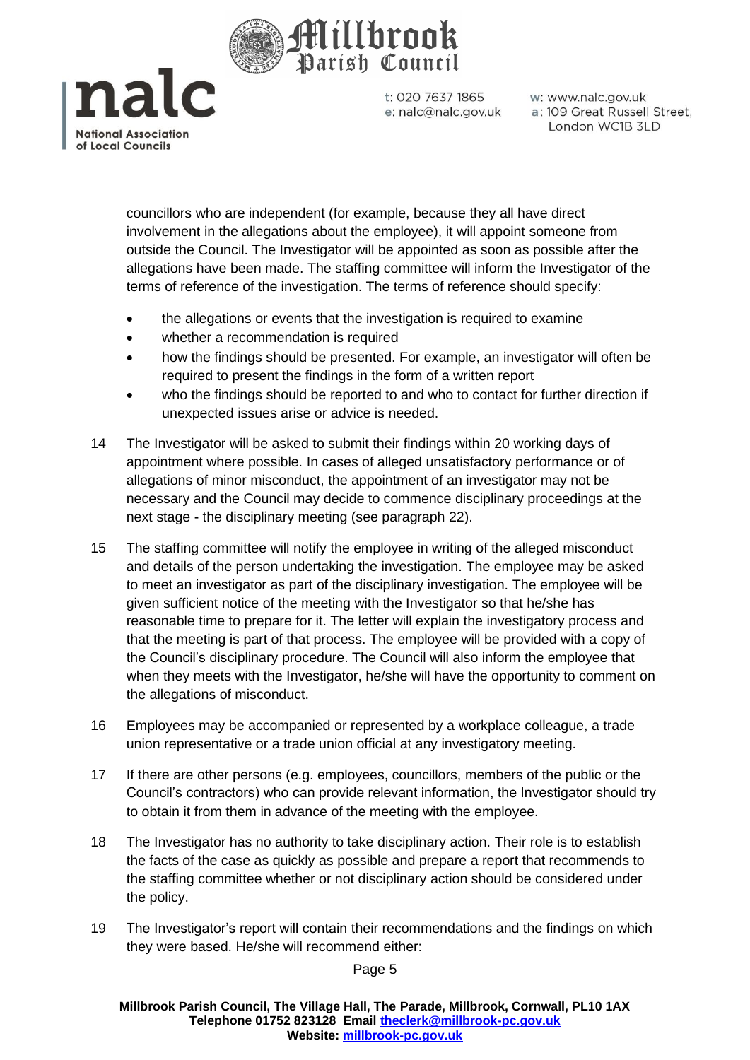councillors who are independent (for example, because they all have direct involvement in the allegations about the employee), it will appoint someone from outside the Council. The Investigator will be appointed as soon as possible after the allegations have been made. The staffing committee will inform the Investigator of the terms of reference of the investigation. The terms of reference should specify:

- the allegations or events that the investigation is required to examine
- whether a recommendation is required
- how the findings should be presented. For example, an investigator will often be required to present the findings in the form of a written report
- who the findings should be reported to and who to contact for further direction if unexpected issues arise or advice is needed.

14 The Investigator will be asked to submit their findings within 20 working days of appointment where possible. In cases of alleged unsatisfactory performance or of allegations of minor misconduct, the appointment of an investigator may not be necessary and the Council may decide to commence disciplinary proceedings at the next stage - the disciplinary meeting (see paragraph 22).

15 The staffing committee will notify the employee in writing of the alleged misconduct and details of the person undertaking the investigation. The employee may be asked to meet an investigator as part of the disciplinary investigation. The employee will be given sufficient notice of the meeting with the Investigator so that he/she has reasonable time to prepare for it. The letter will explain the investigatory process and that the meeting is part of that process. The employee will be provided with a copy of the Council's disciplinary procedure. The Council will also inform the employee that when they meets with the Investigator, he/she will have the opportunity to comment on the allegations of misconduct.

16 Employees may be accompanied or represented by a workplace colleague, a trade union representative or a trade union official at any investigatory meeting.

17 If there are other persons (e.g. employees, councillors, members of the public or the Council's contractors) who can provide relevant information, the Investigator should try to obtain it from them in advance of the meeting with the employee.

18 The Investigator has no authority to take disciplinary action. Their role is to establish the facts of the case as quickly as possible and prepare a report that recommends to the staffing committee whether or not disciplinary action should be considered under the policy.

19 The Investigator's report will contain their recommendations and the findings on which they were based. He/she will recommend either: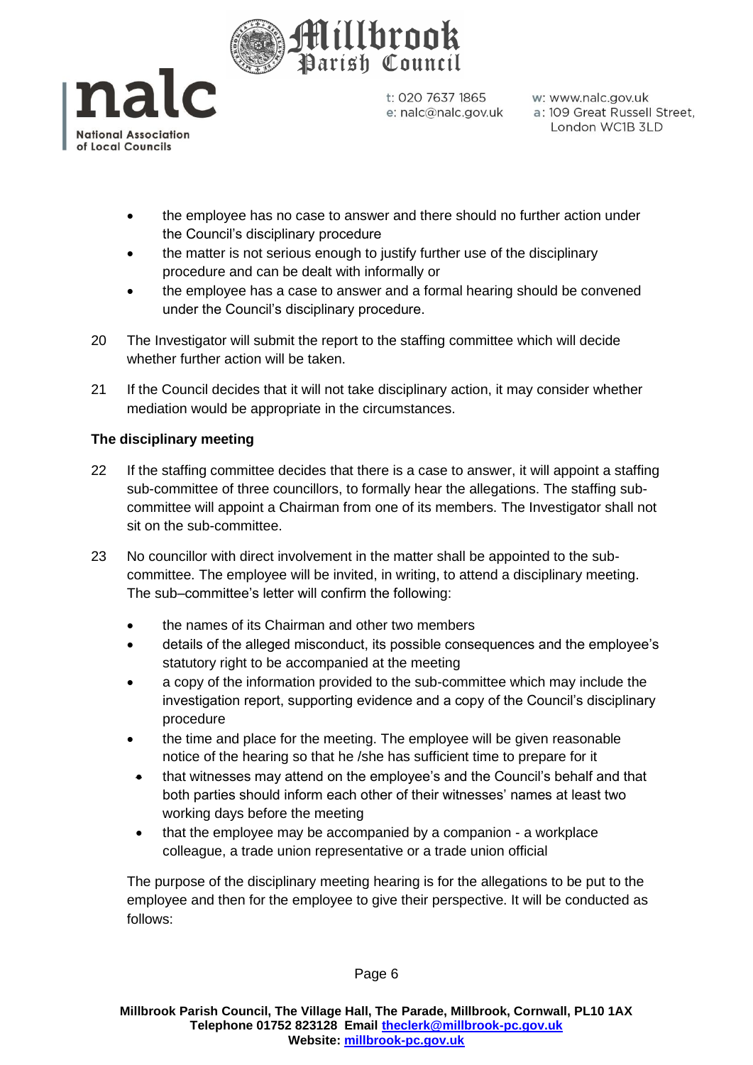- the employee has no case to answer and there should no further action under the Council's disciplinary procedure
- the matter is not serious enough to justify further use of the disciplinary procedure and can be dealt with informally or
- the employee has a case to answer and a formal hearing should be convened under the Council's disciplinary procedure.

20 The Investigator will submit the report to the staffing committee which will decide whether further action will be taken.

21 If the Council decides that it will not take disciplinary action, it may consider whether mediation would be appropriate in the circumstances.

**The disciplinary meeting**

22 If the staffing committee decides that there is a case to answer, it will appoint a staffing sub-committee of three councillors, to formally hear the allegations. The staffing sub-committee will appoint a Chairman from one of its members. The Investigator shall not sit on the sub-committee.

23 No councillor with direct involvement in the matter shall be appointed to the sub-committee. The employee will be invited, in writing, to attend a disciplinary meeting. The sub–committee's letter will confirm the following:

- the names of its Chairman and other two members
- details of the alleged misconduct, its possible consequences and the employee's statutory right to be accompanied at the meeting
- a copy of the information provided to the sub-committee which may include the investigation report, supporting evidence and a copy of the Council's disciplinary procedure
- the time and place for the meeting. The employee will be given reasonable notice of the hearing so that he /she has sufficient time to prepare for it
- that witnesses may attend on the employee's and the Council's behalf and that both parties should inform each other of their witnesses' names at least two working days before the meeting
- that the employee may be accompanied by a companion - a workplace colleague, a trade union representative or a trade union official

The purpose of the disciplinary meeting hearing is for the allegations to be put to the employee and then for the employee to give their perspective. It will be conducted as follows: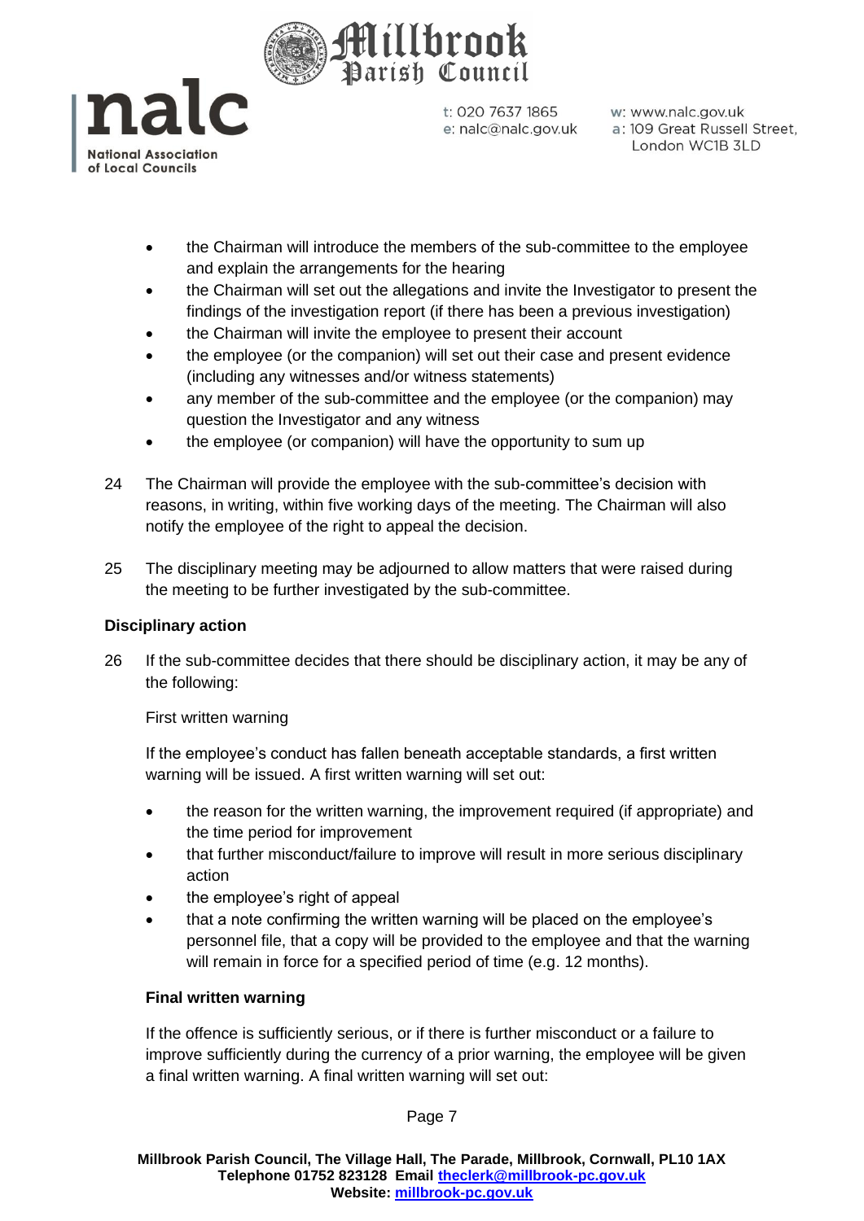- the Chairman will introduce the members of the sub-committee to the employee and explain the arrangements for the hearing
- the Chairman will set out the allegations and invite the Investigator to present the findings of the investigation report (if there has been a previous investigation)
- the Chairman will invite the employee to present their account
- the employee (or the companion) will set out their case and present evidence (including any witnesses and/or witness statements)
- any member of the sub-committee and the employee (or the companion) may question the Investigator and any witness
- the employee (or companion) will have the opportunity to sum up

24 The Chairman will provide the employee with the sub-committee's decision with reasons, in writing, within five working days of the meeting. The Chairman will also notify the employee of the right to appeal the decision.

25 The disciplinary meeting may be adjourned to allow matters that were raised during the meeting to be further investigated by the sub-committee.

**Disciplinary action**

26 If the sub-committee decides that there should be disciplinary action, it may be any of the following:

First written warning

If the employee's conduct has fallen beneath acceptable standards, a first written warning will be issued. A first written warning will set out:

- the reason for the written warning, the improvement required (if appropriate) and the time period for improvement
- that further misconduct/failure to improve will result in more serious disciplinary action
- the employee's right of appeal
- that a note confirming the written warning will be placed on the employee's personnel file, that a copy will be provided to the employee and that the warning will remain in force for a specified period of time (e.g. 12 months).

**Final written warning**

If the offence is sufficiently serious, or if there is further misconduct or a failure to improve sufficiently during the currency of a prior warning, the employee will be given a final written warning. A final written warning will set out: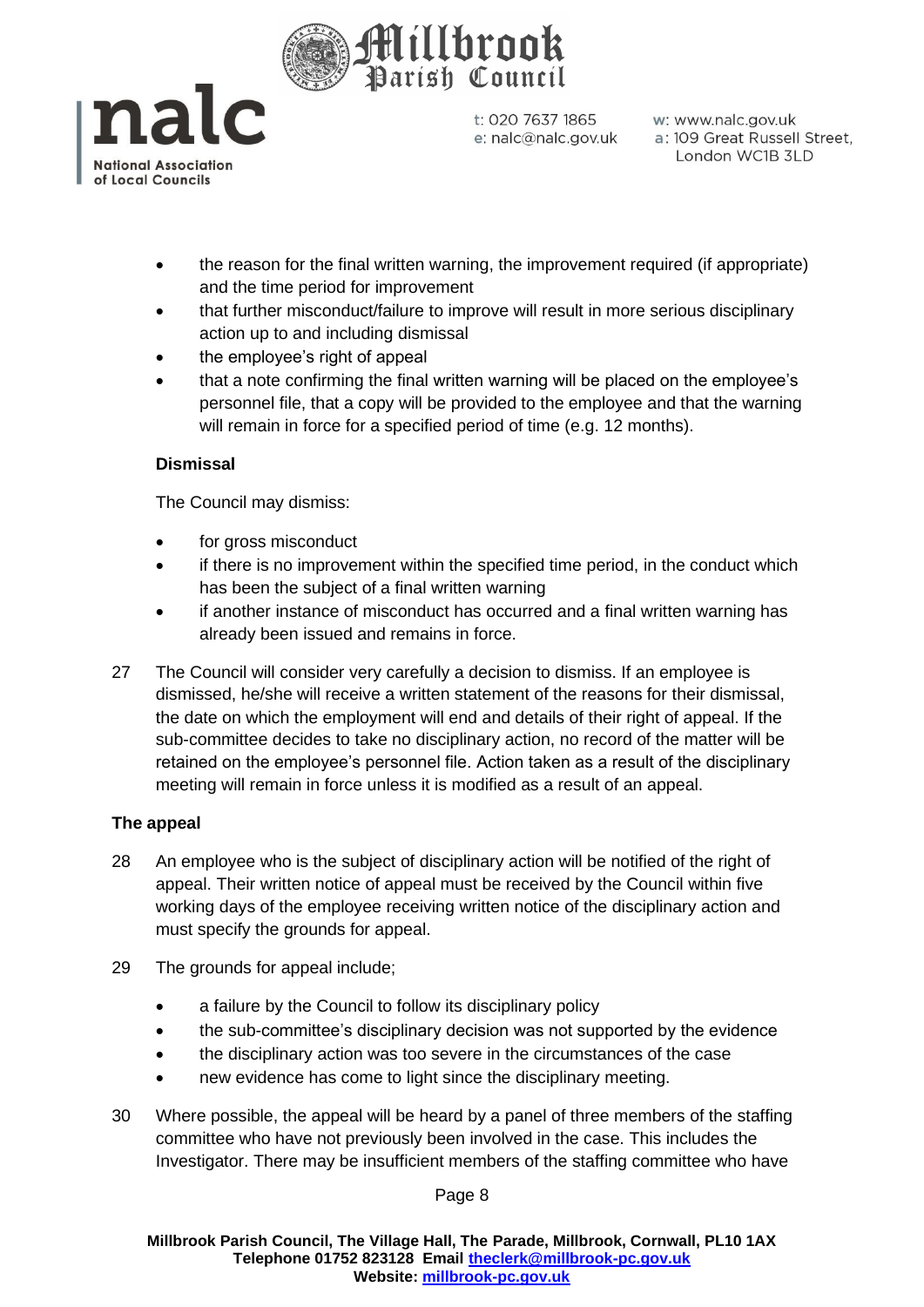- the reason for the final written warning, the improvement required (if appropriate) and the time period for improvement
- that further misconduct/failure to improve will result in more serious disciplinary action up to and including dismissal
- the employee's right of appeal
- that a note confirming the final written warning will be placed on the employee's personnel file, that a copy will be provided to the employee and that the warning will remain in force for a specified period of time (e.g. 12 months).

**Dismissal**

The Council may dismiss:

- for gross misconduct
- if there is no improvement within the specified time period, in the conduct which has been the subject of a final written warning
- if another instance of misconduct has occurred and a final written warning has already been issued and remains in force.

27 The Council will consider very carefully a decision to dismiss. If an employee is dismissed, he/she will receive a written statement of the reasons for their dismissal, the date on which the employment will end and details of their right of appeal. If the sub-committee decides to take no disciplinary action, no record of the matter will be retained on the employee's personnel file. Action taken as a result of the disciplinary meeting will remain in force unless it is modified as a result of an appeal.

**The appeal**

28 An employee who is the subject of disciplinary action will be notified of the right of appeal. Their written notice of appeal must be received by the Council within five working days of the employee receiving written notice of the disciplinary action and must specify the grounds for appeal.

29 The grounds for appeal include;

- a failure by the Council to follow its disciplinary policy
- the sub-committee's disciplinary decision was not supported by the evidence
- the disciplinary action was too severe in the circumstances of the case
- new evidence has come to light since the disciplinary meeting.

30 Where possible, the appeal will be heard by a panel of three members of the staffing committee who have not previously been involved in the case. This includes the Investigator. There may be insufficient members of the staffing committee who have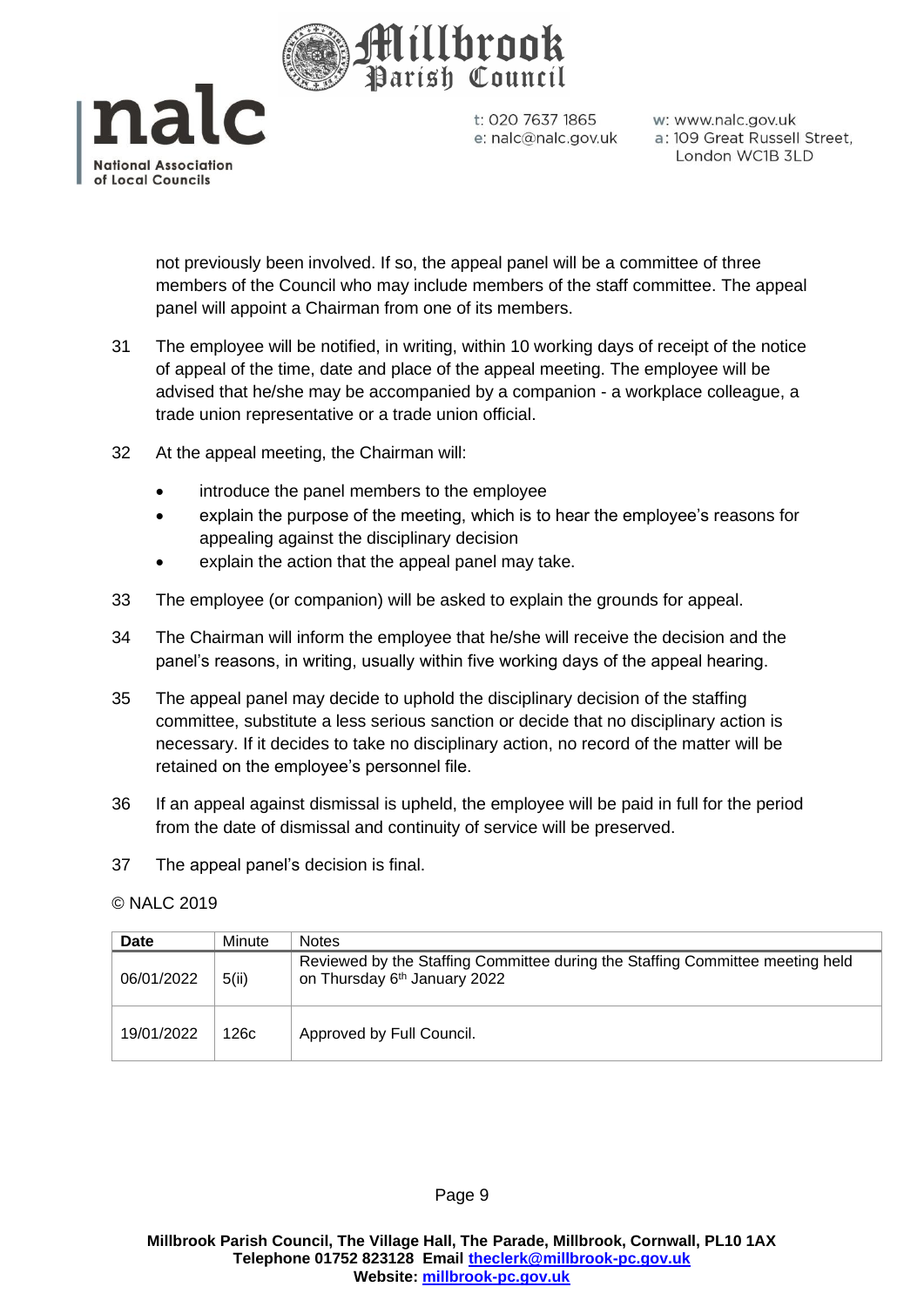not previously been involved. If so, the appeal panel will be a committee of three members of the Council who may include members of the staff committee. The appeal panel will appoint a Chairman from one of its members.

31 The employee will be notified, in writing, within 10 working days of receipt of the notice of appeal of the time, date and place of the appeal meeting. The employee will be advised that he/she may be accompanied by a companion - a workplace colleague, a trade union representative or a trade union official.

32 At the appeal meeting, the Chairman will:

- introduce the panel members to the employee
- explain the purpose of the meeting, which is to hear the employee's reasons for appealing against the disciplinary decision
- explain the action that the appeal panel may take.

33 The employee (or companion) will be asked to explain the grounds for appeal.

34 The Chairman will inform the employee that he/she will receive the decision and the panel's reasons, in writing, usually within five working days of the appeal hearing.

35 The appeal panel may decide to uphold the disciplinary decision of the staffing committee, substitute a less serious sanction or decide that no disciplinary action is necessary. If it decides to take no disciplinary action, no record of the matter will be retained on the employee's personnel file.

36 If an appeal against dismissal is upheld, the employee will be paid in full for the period from the date of dismissal and continuity of service will be preserved.

37 The appeal panel's decision is final.

© NALC 2019

| Date | Minute | Notes |
|---|---|---|
| 06/01/2022 | 5(ii) | Reviewed by the Staffing Committee during the Staffing Committee meeting held on Thursday 6th January 2022 |
| 19/01/2022 | 126c | Approved by Full Council. |